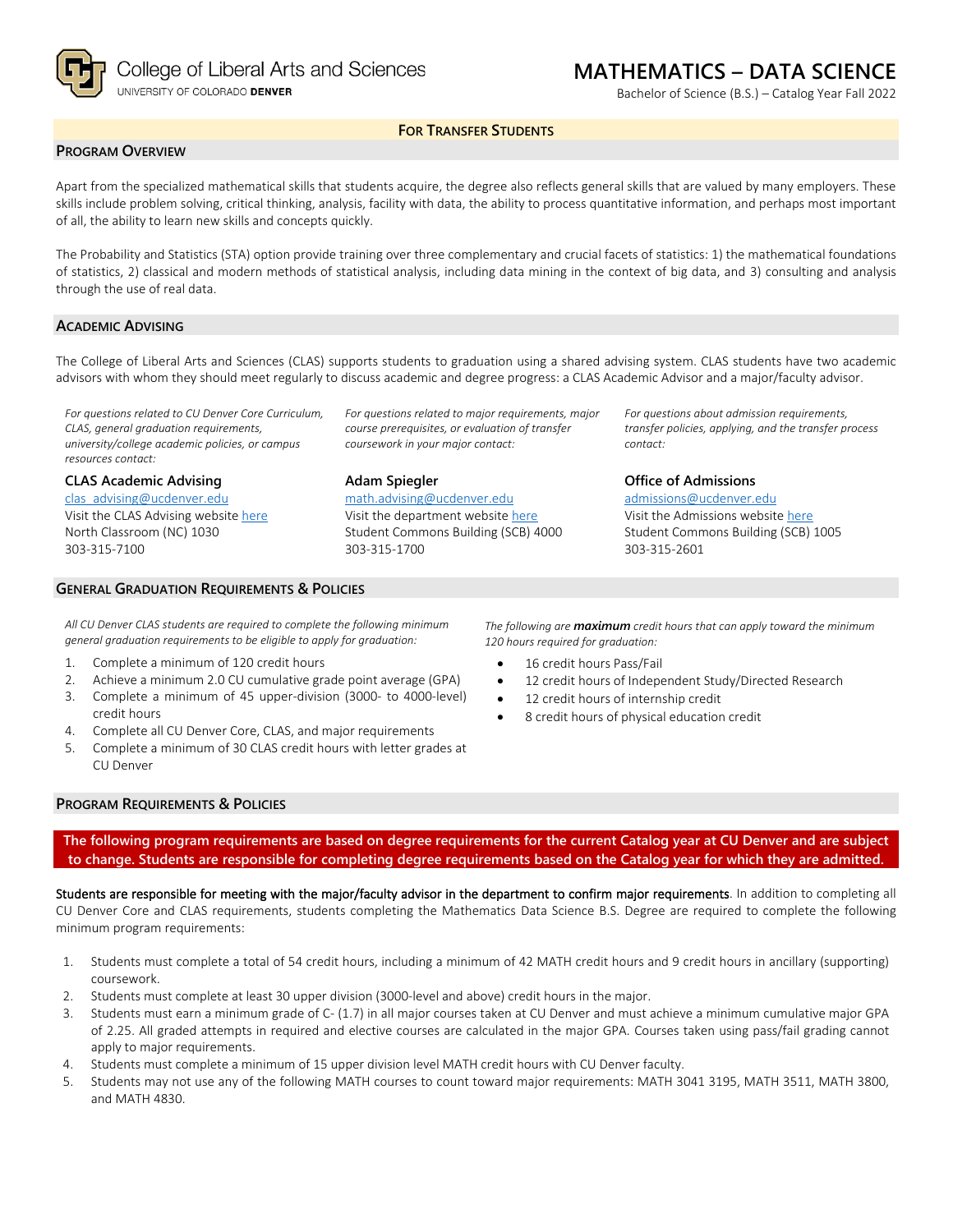College of Liberal Arts and Sciences
UNIVERSITY OF COLORADO **DENVER**

# MATHEMATICS – DATA SCIENCE

Bachelor of Science (B.S.) – Catalog Year Fall 2022

**FOR TRANSFER STUDENTS**

## PROGRAM OVERVIEW

Apart from the specialized mathematical skills that students acquire, the degree also reflects general skills that are valued by many employers. These skills include problem solving, critical thinking, analysis, facility with data, the ability to process quantitative information, and perhaps most important of all, the ability to learn new skills and concepts quickly.

The Probability and Statistics (STA) option provide training over three complementary and crucial facets of statistics: 1) the mathematical foundations of statistics, 2) classical and modern methods of statistical analysis, including data mining in the context of big data, and 3) consulting and analysis through the use of real data.

## ACADEMIC ADVISING

The College of Liberal Arts and Sciences (CLAS) supports students to graduation using a shared advising system. CLAS students have two academic advisors with whom they should meet regularly to discuss academic and degree progress: a CLAS Academic Advisor and a major/faculty advisor.

*For questions related to CU Denver Core Curriculum, CLAS, general graduation requirements, university/college academic policies, or campus resources contact:*

**CLAS Academic Advising**
clas_advising@ucdenver.edu
Visit the CLAS Advising website here
North Classroom (NC) 1030
303-315-7100

*For questions related to major requirements, major course prerequisites, or evaluation of transfer coursework in your major contact:*

**Adam Spiegler**
math.advising@ucdenver.edu
Visit the department website here
Student Commons Building (SCB) 4000
303-315-1700

*For questions about admission requirements, transfer policies, applying, and the transfer process contact:*

**Office of Admissions**
admissions@ucdenver.edu
Visit the Admissions website here
Student Commons Building (SCB) 1005
303-315-2601

## GENERAL GRADUATION REQUIREMENTS & POLICIES

*All CU Denver CLAS students are required to complete the following minimum general graduation requirements to be eligible to apply for graduation:*

1. Complete a minimum of 120 credit hours
2. Achieve a minimum 2.0 CU cumulative grade point average (GPA)
3. Complete a minimum of 45 upper-division (3000- to 4000-level) credit hours
4. Complete all CU Denver Core, CLAS, and major requirements
5. Complete a minimum of 30 CLAS credit hours with letter grades at CU Denver

*The following are **maximum** credit hours that can apply toward the minimum 120 hours required for graduation:*

- 16 credit hours Pass/Fail
- 12 credit hours of Independent Study/Directed Research
- 12 credit hours of internship credit
- 8 credit hours of physical education credit

## PROGRAM REQUIREMENTS & POLICIES

**The following program requirements are based on degree requirements for the current Catalog year at CU Denver and are subject to change. Students are responsible for completing degree requirements based on the Catalog year for which they are admitted.**

Students are responsible for meeting with the major/faculty advisor in the department to confirm major requirements. In addition to completing all CU Denver Core and CLAS requirements, students completing the Mathematics Data Science B.S. Degree are required to complete the following minimum program requirements:

1. Students must complete a total of 54 credit hours, including a minimum of 42 MATH credit hours and 9 credit hours in ancillary (supporting) coursework.
2. Students must complete at least 30 upper division (3000-level and above) credit hours in the major.
3. Students must earn a minimum grade of C- (1.7) in all major courses taken at CU Denver and must achieve a minimum cumulative major GPA of 2.25. All graded attempts in required and elective courses are calculated in the major GPA. Courses taken using pass/fail grading cannot apply to major requirements.
4. Students must complete a minimum of 15 upper division level MATH credit hours with CU Denver faculty.
5. Students may not use any of the following MATH courses to count toward major requirements: MATH 3041 3195, MATH 3511, MATH 3800, and MATH 4830.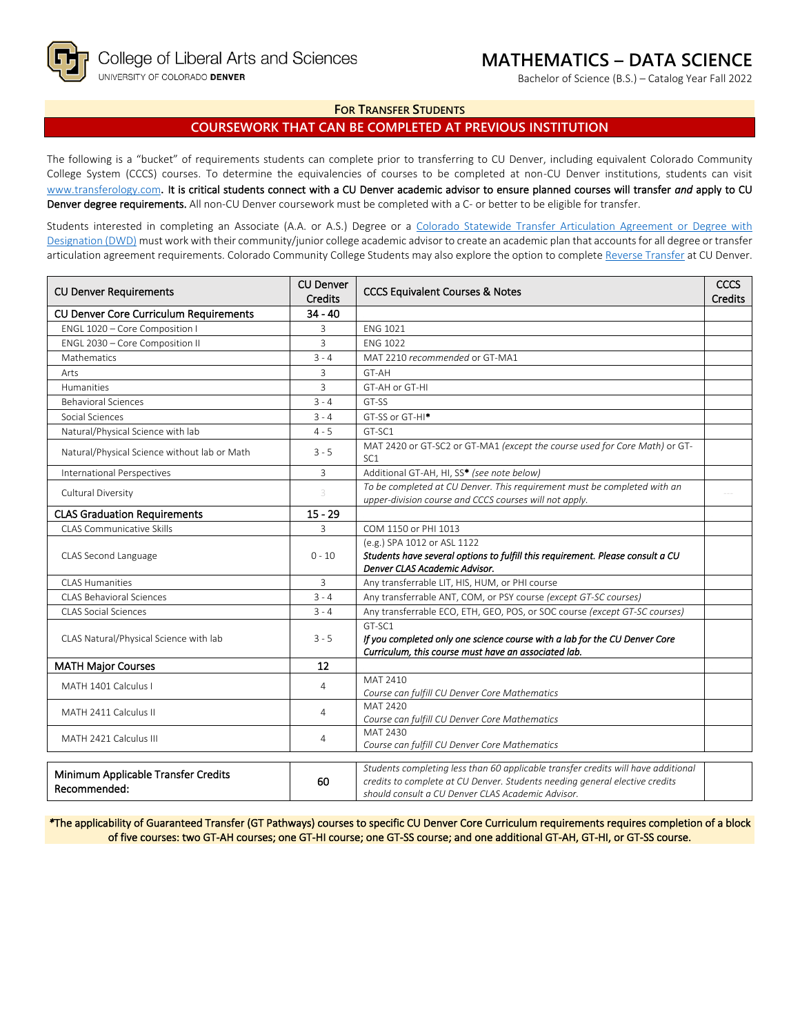College of Liberal Arts and Sciences
UNIVERSITY OF COLORADO DENVER

# MATHEMATICS – DATA SCIENCE

Bachelor of Science (B.S.) – Catalog Year Fall 2022

## FOR TRANSFER STUDENTS

## COURSEWORK THAT CAN BE COMPLETED AT PREVIOUS INSTITUTION

The following is a "bucket" of requirements students can complete prior to transferring to CU Denver, including equivalent Colorado Community College System (CCCS) courses. To determine the equivalencies of courses to be completed at non-CU Denver institutions, students can visit www.transferology.com. **It is critical students connect with a CU Denver academic advisor to ensure planned courses will transfer *and* apply to CU Denver degree requirements.** All non-CU Denver coursework must be completed with a C- or better to be eligible for transfer.

Students interested in completing an Associate (A.A. or A.S.) Degree or a Colorado Statewide Transfer Articulation Agreement or Degree with Designation (DWD) must work with their community/junior college academic advisor to create an academic plan that accounts for all degree or transfer articulation agreement requirements. Colorado Community College Students may also explore the option to complete Reverse Transfer at CU Denver.

| CU Denver Requirements | CU Denver Credits | CCCS Equivalent Courses & Notes | CCCS Credits |
|---|---|---|---|
| **CU Denver Core Curriculum Requirements** | **34 - 40** | | |
| ENGL 1020 – Core Composition I | 3 | ENG 1021 | |
| ENGL 2030 – Core Composition II | 3 | ENG 1022 | |
| Mathematics | 3 - 4 | MAT 2210 *recommended* or GT-MA1 | |
| Arts | 3 | GT-AH | |
| Humanities | 3 | GT-AH or GT-HI | |
| Behavioral Sciences | 3 - 4 | GT-SS | |
| Social Sciences | 3 - 4 | GT-SS or GT-HI* | |
| Natural/Physical Science with lab | 4 - 5 | GT-SC1 | |
| Natural/Physical Science without lab or Math | 3 - 5 | MAT 2420 or GT-SC2 or GT-MA1 *(except the course used for Core Math)* or GT-SC1 | |
| International Perspectives | 3 | Additional GT-AH, HI, SS* *(see note below)* | |
| Cultural Diversity | 3 | *To be completed at CU Denver. This requirement must be completed with an upper-division course and CCCS courses will not apply.* | --- |
| **CLAS Graduation Requirements** | **15 - 29** | | |
| CLAS Communicative Skills | 3 | COM 1150 or PHI 1013 | |
| CLAS Second Language | 0 - 10 | (e.g.) SPA 1012 or ASL 1122<br>***Students have several options to fulfill this requirement. Please consult a CU Denver CLAS Academic Advisor.*** | |
| CLAS Humanities | 3 | Any transferrable LIT, HIS, HUM, or PHI course | |
| CLAS Behavioral Sciences | 3 - 4 | Any transferrable ANT, COM, or PSY course *(except GT-SC courses)* | |
| CLAS Social Sciences | 3 - 4 | Any transferrable ECO, ETH, GEO, POS, or SOC course *(except GT-SC courses)* | |
| CLAS Natural/Physical Science with lab | 3 - 5 | GT-SC1<br>***If you completed only one science course with a lab for the CU Denver Core Curriculum, this course must have an associated lab.*** | |
| **MATH Major Courses** | **12** | | |
| MATH 1401 Calculus I | 4 | MAT 2410<br>*Course can fulfill CU Denver Core Mathematics* | |
| MATH 2411 Calculus II | 4 | MAT 2420<br>*Course can fulfill CU Denver Core Mathematics* | |
| MATH 2421 Calculus III | 4 | MAT 2430<br>*Course can fulfill CU Denver Core Mathematics* | |

| Minimum Applicable Transfer Credits Recommended: | 60 | *Students completing less than 60 applicable transfer credits will have additional credits to complete at CU Denver. Students needing general elective credits should consult a CU Denver CLAS Academic Advisor.* | |
|---|---|---|---|

*The applicability of Guaranteed Transfer (GT Pathways) courses to specific CU Denver Core Curriculum requirements requires completion of a block of five courses: two GT-AH courses; one GT-HI course; one GT-SS course; and one additional GT-AH, GT-HI, or GT-SS course.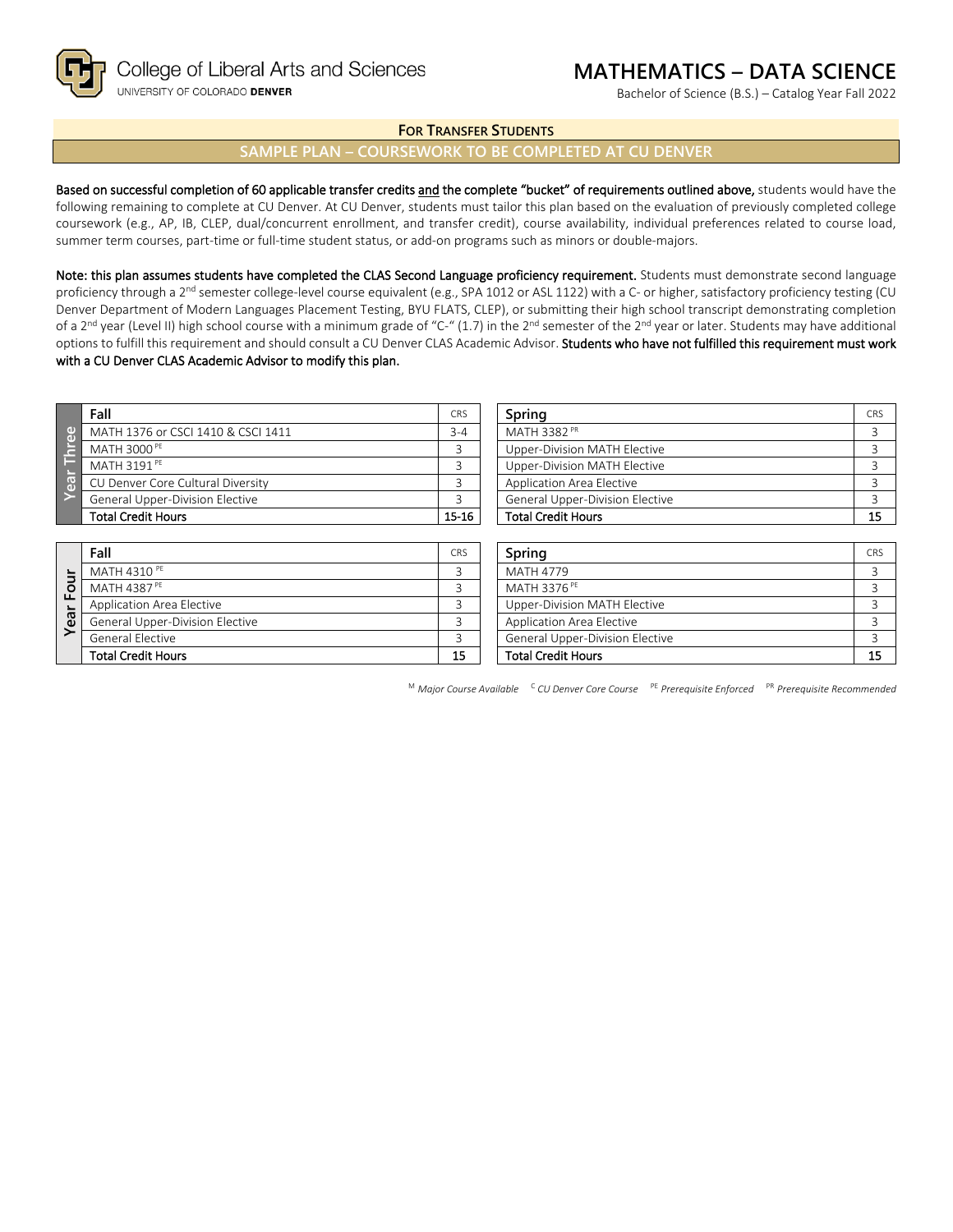# MATHEMATICS – DATA SCIENCE

Bachelor of Science (B.S.) – Catalog Year Fall 2022

**FOR TRANSFER STUDENTS**

**SAMPLE PLAN – COURSEWORK TO BE COMPLETED AT CU DENVER**

**Based on successful completion of 60 applicable transfer credits and the complete "bucket" of requirements outlined above,** students would have the following remaining to complete at CU Denver. At CU Denver, students must tailor this plan based on the evaluation of previously completed college coursework (e.g., AP, IB, CLEP, dual/concurrent enrollment, and transfer credit), course availability, individual preferences related to course load, summer term courses, part-time or full-time student status, or add-on programs such as minors or double-majors.

**Note: this plan assumes students have completed the CLAS Second Language proficiency requirement.** Students must demonstrate second language proficiency through a 2nd semester college-level course equivalent (e.g., SPA 1012 or ASL 1122) with a C- or higher, satisfactory proficiency testing (CU Denver Department of Modern Languages Placement Testing, BYU FLATS, CLEP), or submitting their high school transcript demonstrating completion of a 2nd year (Level II) high school course with a minimum grade of "C-" (1.7) in the 2nd semester of the 2nd year or later. Students may have additional options to fulfill this requirement and should consult a CU Denver CLAS Academic Advisor. **Students who have not fulfilled this requirement must work with a CU Denver CLAS Academic Advisor to modify this plan.**

**Year Three**

| Fall | CRS | Spring | CRS |
|---|---|---|---|
| MATH 1376 or CSCI 1410 & CSCI 1411 | 3-4 | MATH 3382 PR | 3 |
| MATH 3000 PE | 3 | Upper-Division MATH Elective | 3 |
| MATH 3191 PE | 3 | Upper-Division MATH Elective | 3 |
| CU Denver Core Cultural Diversity | 3 | Application Area Elective | 3 |
| General Upper-Division Elective | 3 | General Upper-Division Elective | 3 |
| **Total Credit Hours** | **15-16** | **Total Credit Hours** | **15** |

**Year Four**

| Fall | CRS | Spring | CRS |
|---|---|---|---|
| MATH 4310 PE | 3 | MATH 4779 | 3 |
| MATH 4387 PE | 3 | MATH 3376 PE | 3 |
| Application Area Elective | 3 | Upper-Division MATH Elective | 3 |
| General Upper-Division Elective | 3 | Application Area Elective | 3 |
| General Elective | 3 | General Upper-Division Elective | 3 |
| **Total Credit Hours** | **15** | **Total Credit Hours** | **15** |

M *Major Course Available* C *CU Denver Core Course* PE *Prerequisite Enforced* PR *Prerequisite Recommended*